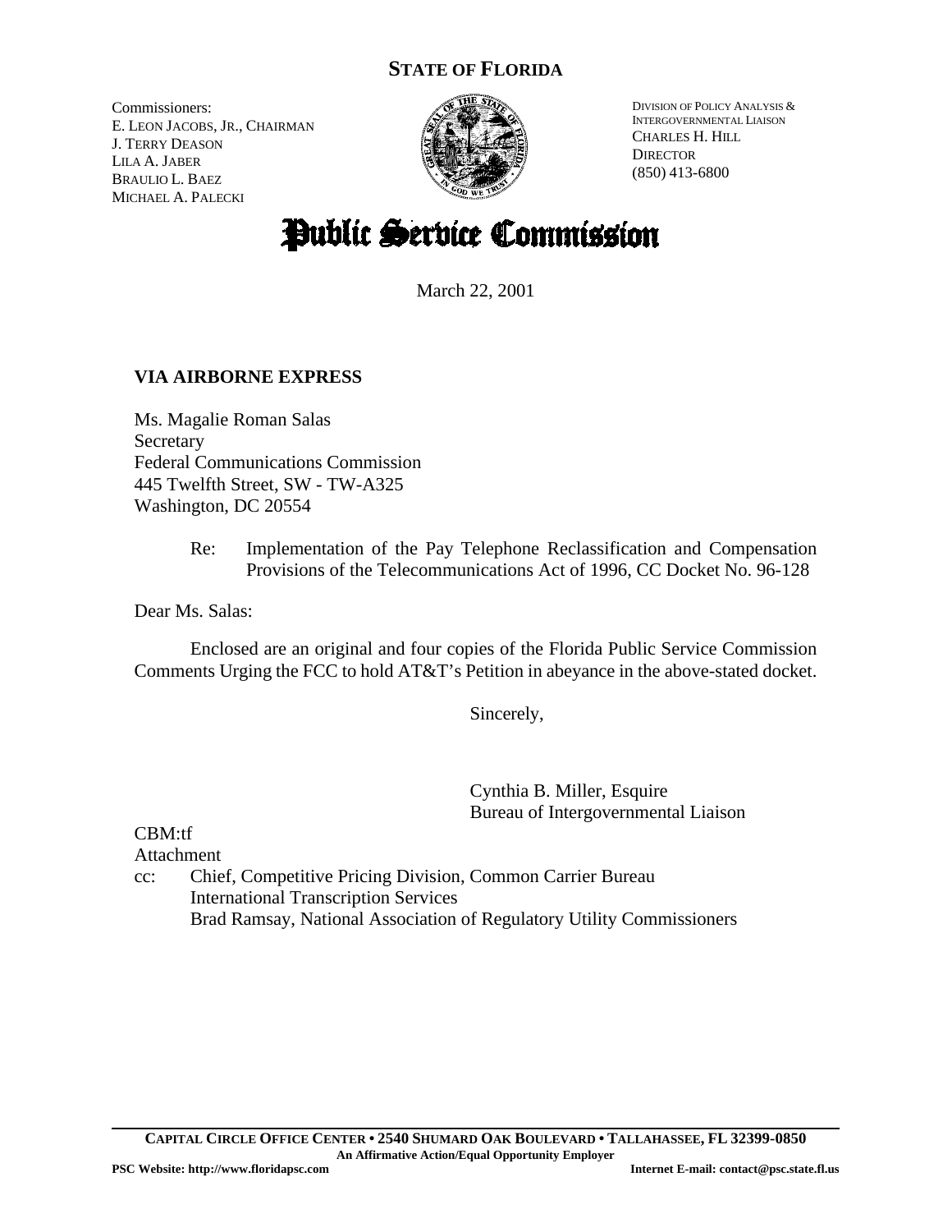# STATE OF FLORIDA

Commissioners:
E. LEON JACOBS, JR., CHAIRMAN
J. TERRY DEASON
LILA A. JABER
BRAULIO L. BAEZ
MICHAEL A. PALECKI

DIVISION OF POLICY ANALYSIS & INTERGOVERNMENTAL LIAISON
CHARLES H. HILL
DIRECTOR
(850) 413-6800

# Public Service Commission

March 22, 2001

**VIA AIRBORNE EXPRESS**

Ms. Magalie Roman Salas
Secretary
Federal Communications Commission
445 Twelfth Street, SW - TW-A325
Washington, DC 20554

Re: Implementation of the Pay Telephone Reclassification and Compensation Provisions of the Telecommunications Act of 1996, CC Docket No. 96-128

Dear Ms. Salas:

Enclosed are an original and four copies of the Florida Public Service Commission Comments Urging the FCC to hold AT&T's Petition in abeyance in the above-stated docket.

Sincerely,

Cynthia B. Miller, Esquire
Bureau of Intergovernmental Liaison

CBM:tf
Attachment
cc: Chief, Competitive Pricing Division, Common Carrier Bureau
International Transcription Services
Brad Ramsay, National Association of Regulatory Utility Commissioners

**CAPITAL CIRCLE OFFICE CENTER • 2540 SHUMARD OAK BOULEVARD • TALLAHASSEE, FL 32399-0850**
**An Affirmative Action/Equal Opportunity Employer**
**PSC Website: http://www.floridapsc.com** **Internet E-mail: contact@psc.state.fl.us**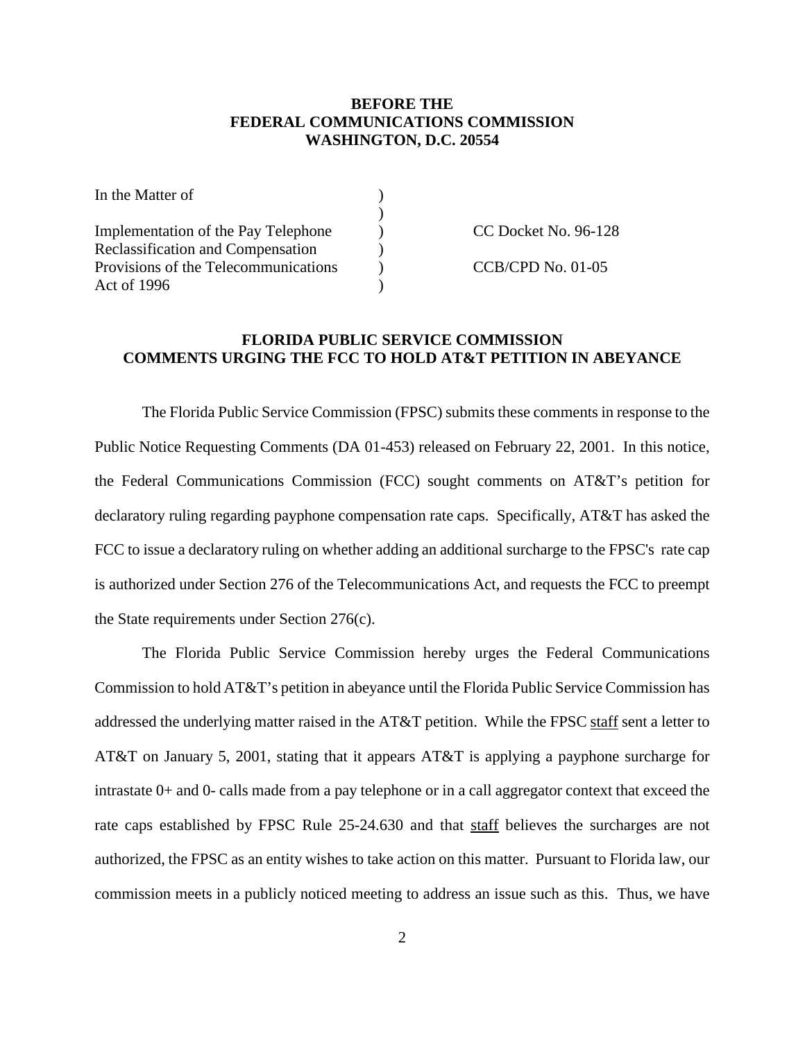**BEFORE THE**
**FEDERAL COMMUNICATIONS COMMISSION**
**WASHINGTON, D.C. 20554**

| | | |
|---|---|---|
| In the Matter of | ) | |
| | ) | |
| Implementation of the Pay Telephone | ) | CC Docket No. 96-128 |
| Reclassification and Compensation | ) | |
| Provisions of the Telecommunications | ) | CCB/CPD No. 01-05 |
| Act of 1996 | ) | |

**FLORIDA PUBLIC SERVICE COMMISSION**
**COMMENTS URGING THE FCC TO HOLD AT&T PETITION IN ABEYANCE**

The Florida Public Service Commission (FPSC) submits these comments in response to the Public Notice Requesting Comments (DA 01-453) released on February 22, 2001. In this notice, the Federal Communications Commission (FCC) sought comments on AT&T's petition for declaratory ruling regarding payphone compensation rate caps. Specifically, AT&T has asked the FCC to issue a declaratory ruling on whether adding an additional surcharge to the FPSC's rate cap is authorized under Section 276 of the Telecommunications Act, and requests the FCC to preempt the State requirements under Section 276(c).

The Florida Public Service Commission hereby urges the Federal Communications Commission to hold AT&T's petition in abeyance until the Florida Public Service Commission has addressed the underlying matter raised in the AT&T petition. While the FPSC <u>staff</u> sent a letter to AT&T on January 5, 2001, stating that it appears AT&T is applying a payphone surcharge for intrastate 0+ and 0- calls made from a pay telephone or in a call aggregator context that exceed the rate caps established by FPSC Rule 25-24.630 and that <u>staff</u> believes the surcharges are not authorized, the FPSC as an entity wishes to take action on this matter. Pursuant to Florida law, our commission meets in a publicly noticed meeting to address an issue such as this. Thus, we have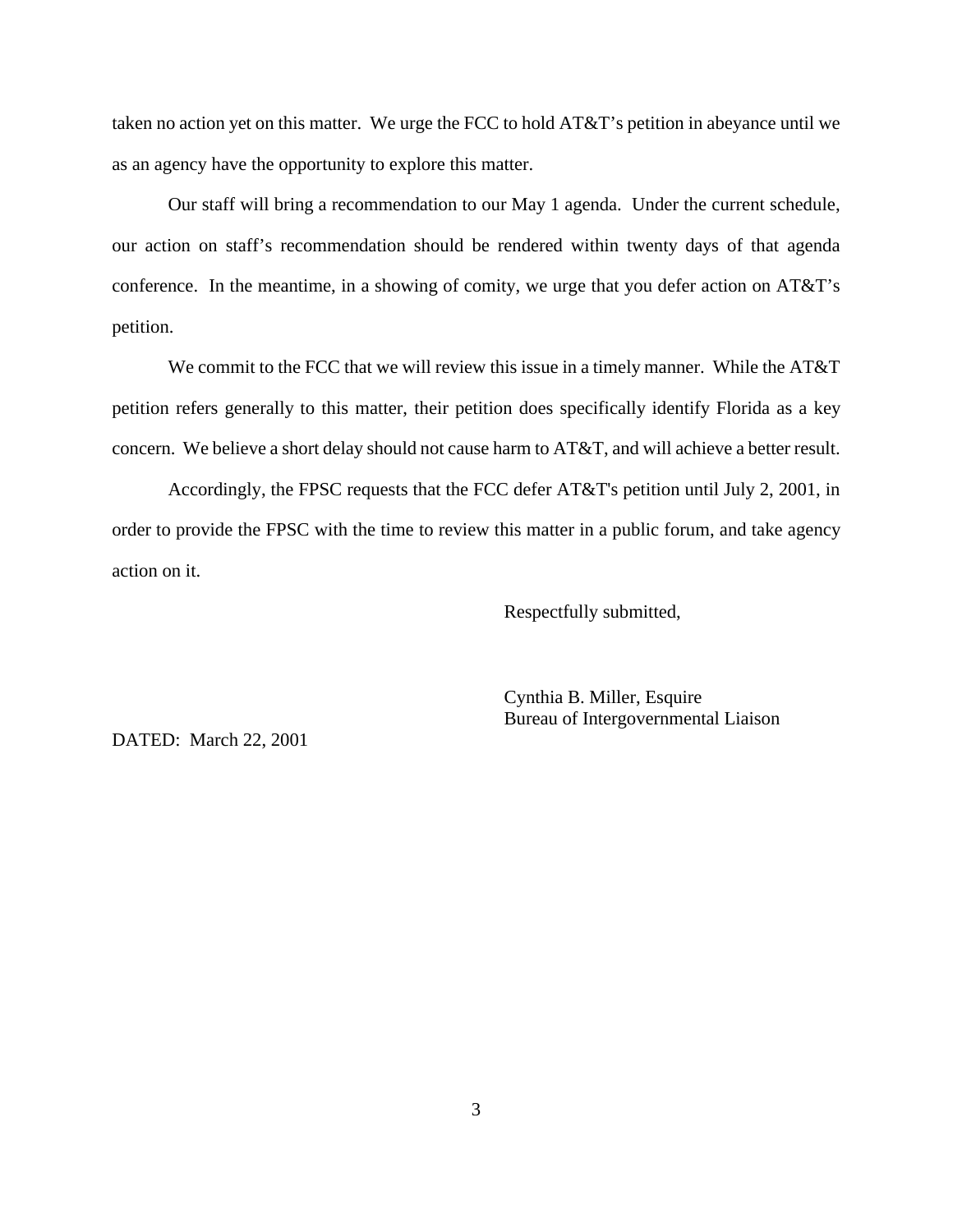taken no action yet on this matter. We urge the FCC to hold AT&T's petition in abeyance until we as an agency have the opportunity to explore this matter.

Our staff will bring a recommendation to our May 1 agenda. Under the current schedule, our action on staff's recommendation should be rendered within twenty days of that agenda conference. In the meantime, in a showing of comity, we urge that you defer action on AT&T's petition.

We commit to the FCC that we will review this issue in a timely manner. While the AT&T petition refers generally to this matter, their petition does specifically identify Florida as a key concern. We believe a short delay should not cause harm to AT&T, and will achieve a better result.

Accordingly, the FPSC requests that the FCC defer AT&T's petition until July 2, 2001, in order to provide the FPSC with the time to review this matter in a public forum, and take agency action on it.

Respectfully submitted,

Cynthia B. Miller, Esquire
Bureau of Intergovernmental Liaison

DATED: March 22, 2001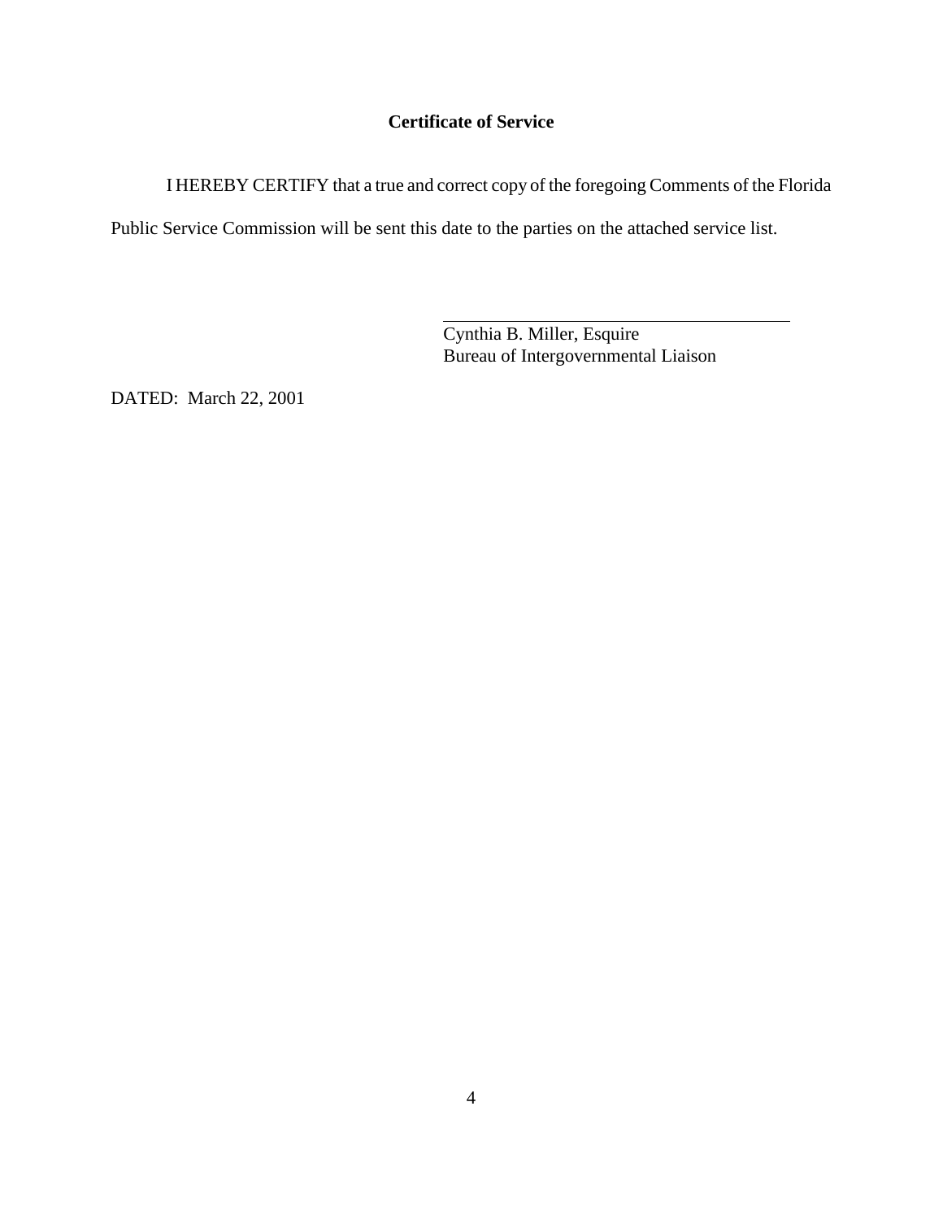**Certificate of Service**

I HEREBY CERTIFY that a true and correct copy of the foregoing Comments of the Florida Public Service Commission will be sent this date to the parties on the attached service list.

Cynthia B. Miller, Esquire
Bureau of Intergovernmental Liaison

DATED: March 22, 2001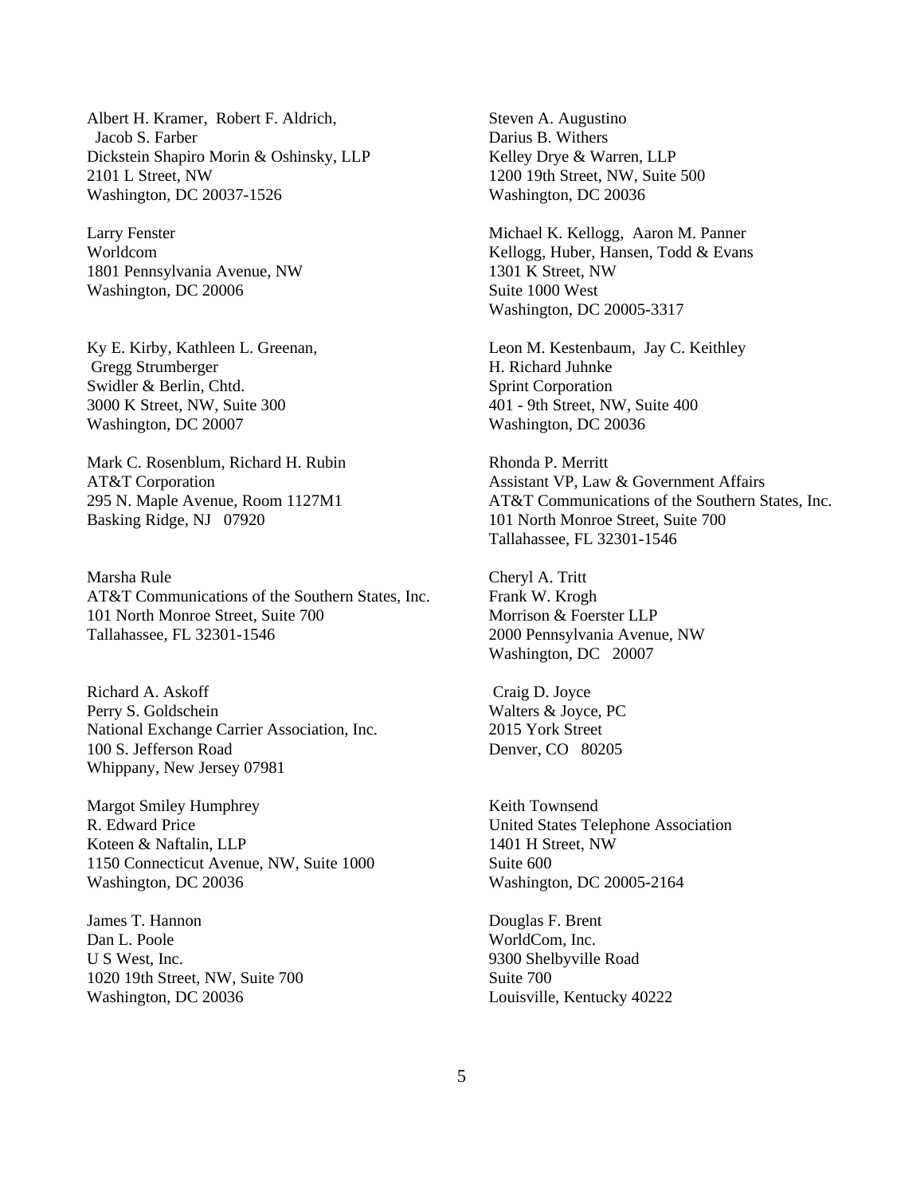Albert H. Kramer, Robert F. Aldrich,
Jacob S. Farber
Dickstein Shapiro Morin & Oshinsky, LLP
2101 L Street, NW
Washington, DC 20037-1526

Larry Fenster
Worldcom
1801 Pennsylvania Avenue, NW
Washington, DC 20006

Ky E. Kirby, Kathleen L. Greenan,
Gregg Strumberger
Swidler & Berlin, Chtd.
3000 K Street, NW, Suite 300
Washington, DC 20007

Mark C. Rosenblum, Richard H. Rubin
AT&T Corporation
295 N. Maple Avenue, Room 1127M1
Basking Ridge, NJ 07920

Marsha Rule
AT&T Communications of the Southern States, Inc.
101 North Monroe Street, Suite 700
Tallahassee, FL 32301-1546

Richard A. Askoff
Perry S. Goldschein
National Exchange Carrier Association, Inc.
100 S. Jefferson Road
Whippany, New Jersey 07981

Margot Smiley Humphrey
R. Edward Price
Koteen & Naftalin, LLP
1150 Connecticut Avenue, NW, Suite 1000
Washington, DC 20036

James T. Hannon
Dan L. Poole
U S West, Inc.
1020 19th Street, NW, Suite 700
Washington, DC 20036

Steven A. Augustino
Darius B. Withers
Kelley Drye & Warren, LLP
1200 19th Street, NW, Suite 500
Washington, DC 20036

Michael K. Kellogg, Aaron M. Panner
Kellogg, Huber, Hansen, Todd & Evans
1301 K Street, NW
Suite 1000 West
Washington, DC 20005-3317

Leon M. Kestenbaum, Jay C. Keithley
H. Richard Juhnke
Sprint Corporation
401 - 9th Street, NW, Suite 400
Washington, DC 20036

Rhonda P. Merritt
Assistant VP, Law & Government Affairs
AT&T Communications of the Southern States, Inc.
101 North Monroe Street, Suite 700
Tallahassee, FL 32301-1546

Cheryl A. Tritt
Frank W. Krogh
Morrison & Foerster LLP
2000 Pennsylvania Avenue, NW
Washington, DC 20007

Craig D. Joyce
Walters & Joyce, PC
2015 York Street
Denver, CO 80205

Keith Townsend
United States Telephone Association
1401 H Street, NW
Suite 600
Washington, DC 20005-2164

Douglas F. Brent
WorldCom, Inc.
9300 Shelbyville Road
Suite 700
Louisville, Kentucky 40222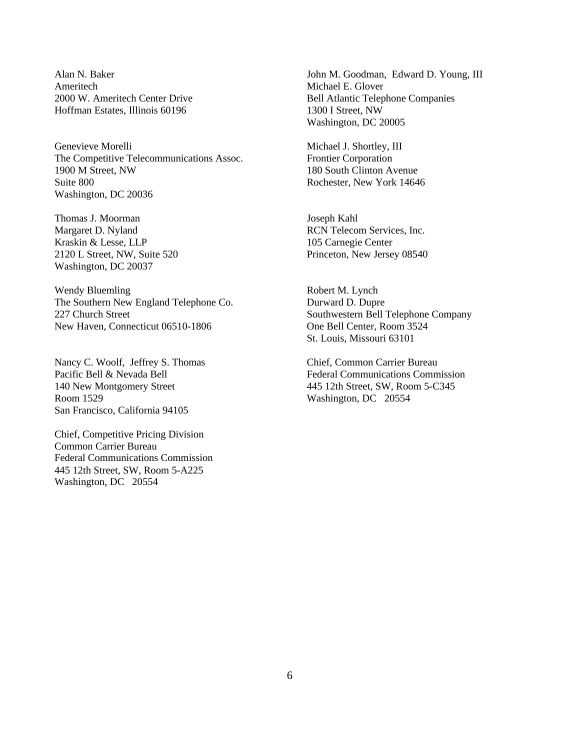Alan N. Baker
Ameritech
2000 W. Ameritech Center Drive
Hoffman Estates, Illinois 60196

Genevieve Morelli
The Competitive Telecommunications Assoc.
1900 M Street, NW
Suite 800
Washington, DC 20036

Thomas J. Moorman
Margaret D. Nyland
Kraskin & Lesse, LLP
2120 L Street, NW, Suite 520
Washington, DC 20037

Wendy Bluemling
The Southern New England Telephone Co.
227 Church Street
New Haven, Connecticut 06510-1806

Nancy C. Woolf, Jeffrey S. Thomas
Pacific Bell & Nevada Bell
140 New Montgomery Street
Room 1529
San Francisco, California 94105

Chief, Competitive Pricing Division
Common Carrier Bureau
Federal Communications Commission
445 12th Street, SW, Room 5-A225
Washington, DC 20554

John M. Goodman, Edward D. Young, III
Michael E. Glover
Bell Atlantic Telephone Companies
1300 I Street, NW
Washington, DC 20005

Michael J. Shortley, III
Frontier Corporation
180 South Clinton Avenue
Rochester, New York 14646

Joseph Kahl
RCN Telecom Services, Inc.
105 Carnegie Center
Princeton, New Jersey 08540

Robert M. Lynch
Durward D. Dupre
Southwestern Bell Telephone Company
One Bell Center, Room 3524
St. Louis, Missouri 63101

Chief, Common Carrier Bureau
Federal Communications Commission
445 12th Street, SW, Room 5-C345
Washington, DC 20554